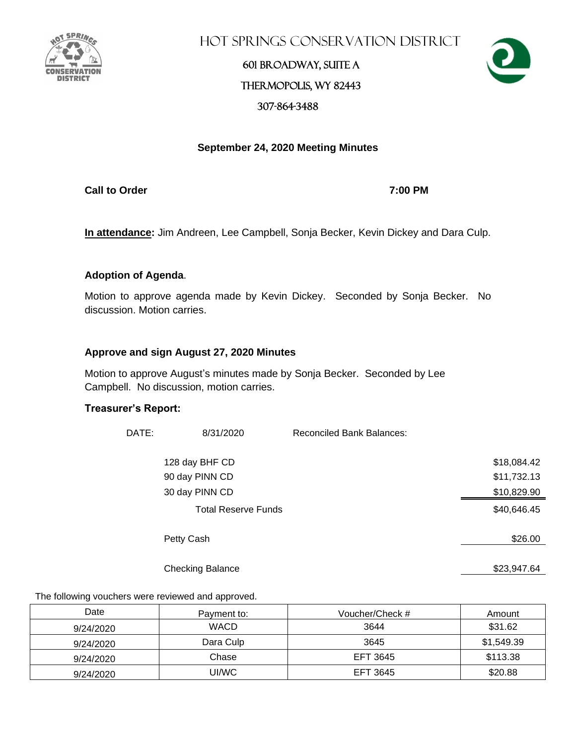# HOT SPRINGS CONSERVATION DISTRICT

601 BROADWAY, SUITE A

THERMOPOLIS, WY 82443

307-864-3488

## September 24, 2020 Meeting Minutes

**Call to Order** **7:00 PM**

**In attendance:** Jim Andreen, Lee Campbell, Sonja Becker, Kevin Dickey and Dara Culp.

**Adoption of Agenda**.

Motion to approve agenda made by Kevin Dickey. Seconded by Sonja Becker. No discussion. Motion carries.

**Approve and sign August 27, 2020 Minutes**

Motion to approve August's minutes made by Sonja Becker. Seconded by Lee Campbell. No discussion, motion carries.

**Treasurer's Report:**

DATE: 8/31/2020 Reconciled Bank Balances:

| | |
|---|---|
| 128 day BHF CD | $18,084.42 |
| 90 day PINN CD | $11,732.13 |
| 30 day PINN CD | $10,829.90 |
| Total Reserve Funds | $40,646.45 |
| Petty Cash | $26.00 |
| Checking Balance | $23,947.64 |

The following vouchers were reviewed and approved.

| Date | Payment to: | Voucher/Check # | Amount |
|---|---|---|---|
| 9/24/2020 | WACD | 3644 | $31.62 |
| 9/24/2020 | Dara Culp | 3645 | $1,549.39 |
| 9/24/2020 | Chase | EFT 3645 | $113.38 |
| 9/24/2020 | UI/WC | EFT 3645 | $20.88 |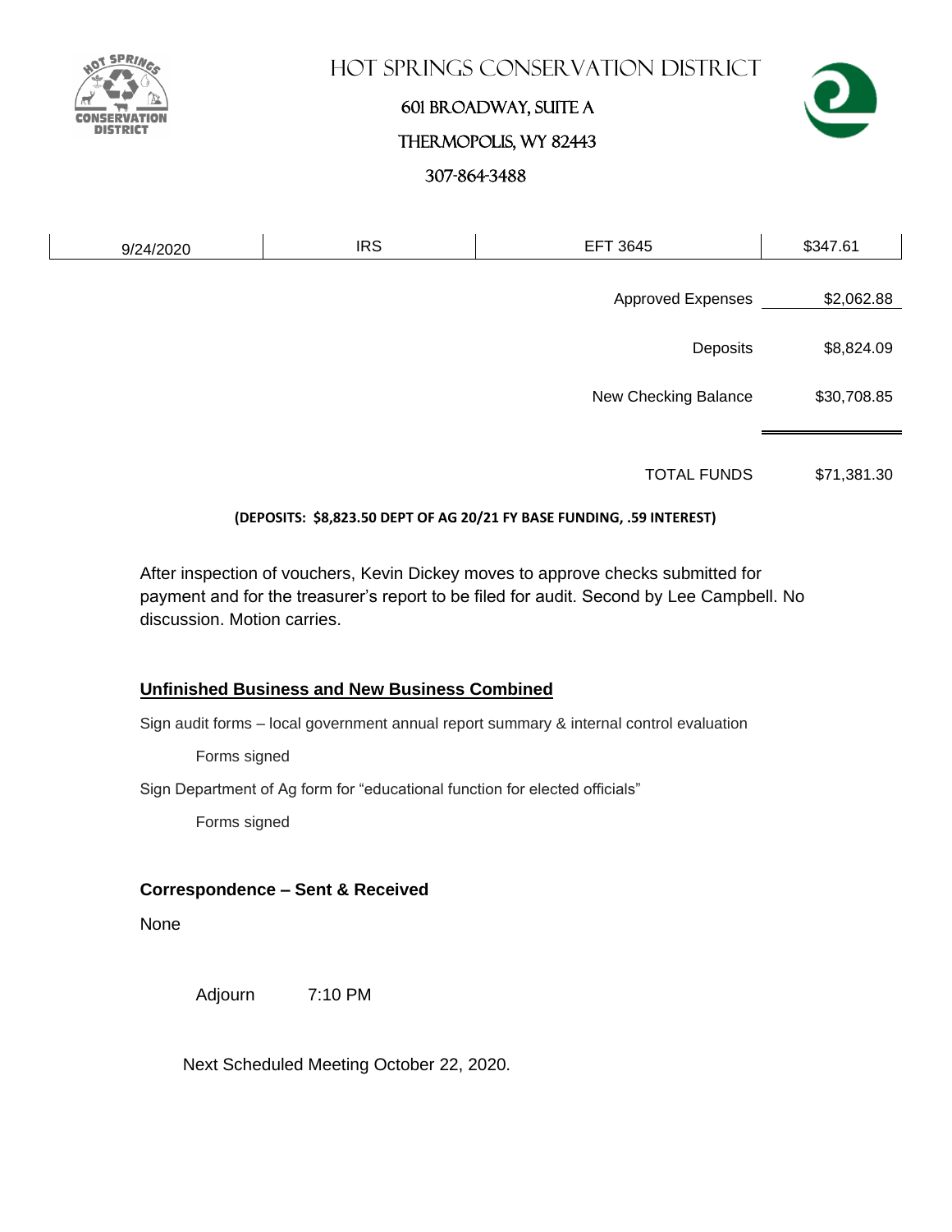HOT SPRINGS CONSERVATION DISTRICT

601 BROADWAY, SUITE A

THERMOPOLIS, WY 82443

307-864-3488

| 9/24/2020 | IRS | EFT 3645 | $347.61 |
|---|---|---|---|
| | | Approved Expenses | $2,062.88 |
| | | Deposits | $8,824.09 |
| | | New Checking Balance | $30,708.85 |
| | | TOTAL FUNDS | $71,381.30 |

**(DEPOSITS: $8,823.50 DEPT OF AG 20/21 FY BASE FUNDING, .59 INTEREST)**

After inspection of vouchers, Kevin Dickey moves to approve checks submitted for payment and for the treasurer's report to be filed for audit. Second by Lee Campbell. No discussion. Motion carries.

## Unfinished Business and New Business Combined

Sign audit forms – local government annual report summary & internal control evaluation

Forms signed

Sign Department of Ag form for "educational function for elected officials"

Forms signed

## Correspondence – Sent & Received

None

Adjourn 7:10 PM

Next Scheduled Meeting October 22, 2020.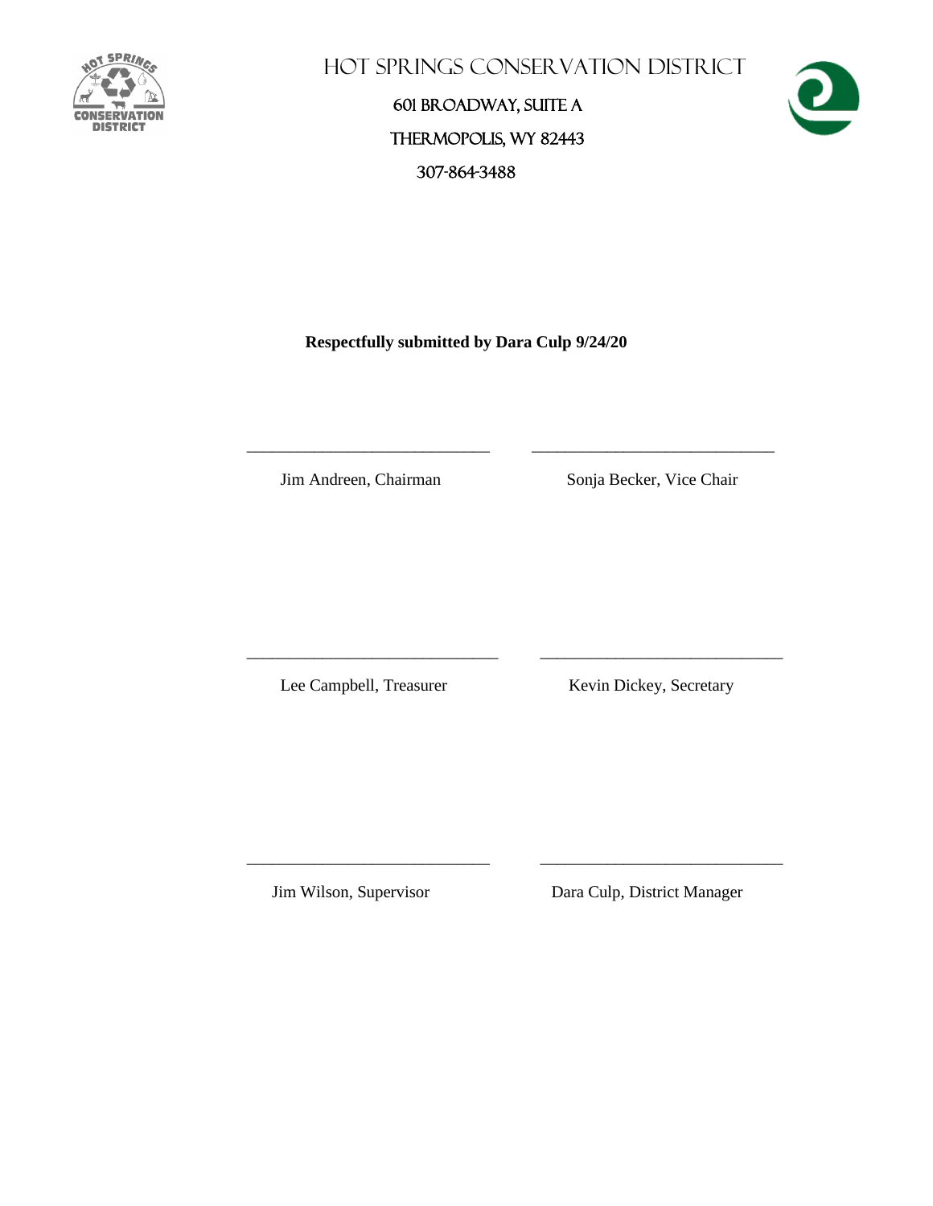# Hot Springs Conservation District

601 Broadway, Suite A

Thermopolis, WY 82443

307-864-3488

**Respectfully submitted by Dara Culp 9/24/20**

| | |
|---|---|
| ______________________________ | ______________________________ |
| Jim Andreen, Chairman | Sonja Becker, Vice Chair |
| ______________________________ | ______________________________ |
| Lee Campbell, Treasurer | Kevin Dickey, Secretary |
| ______________________________ | ______________________________ |
| Jim Wilson, Supervisor | Dara Culp, District Manager |